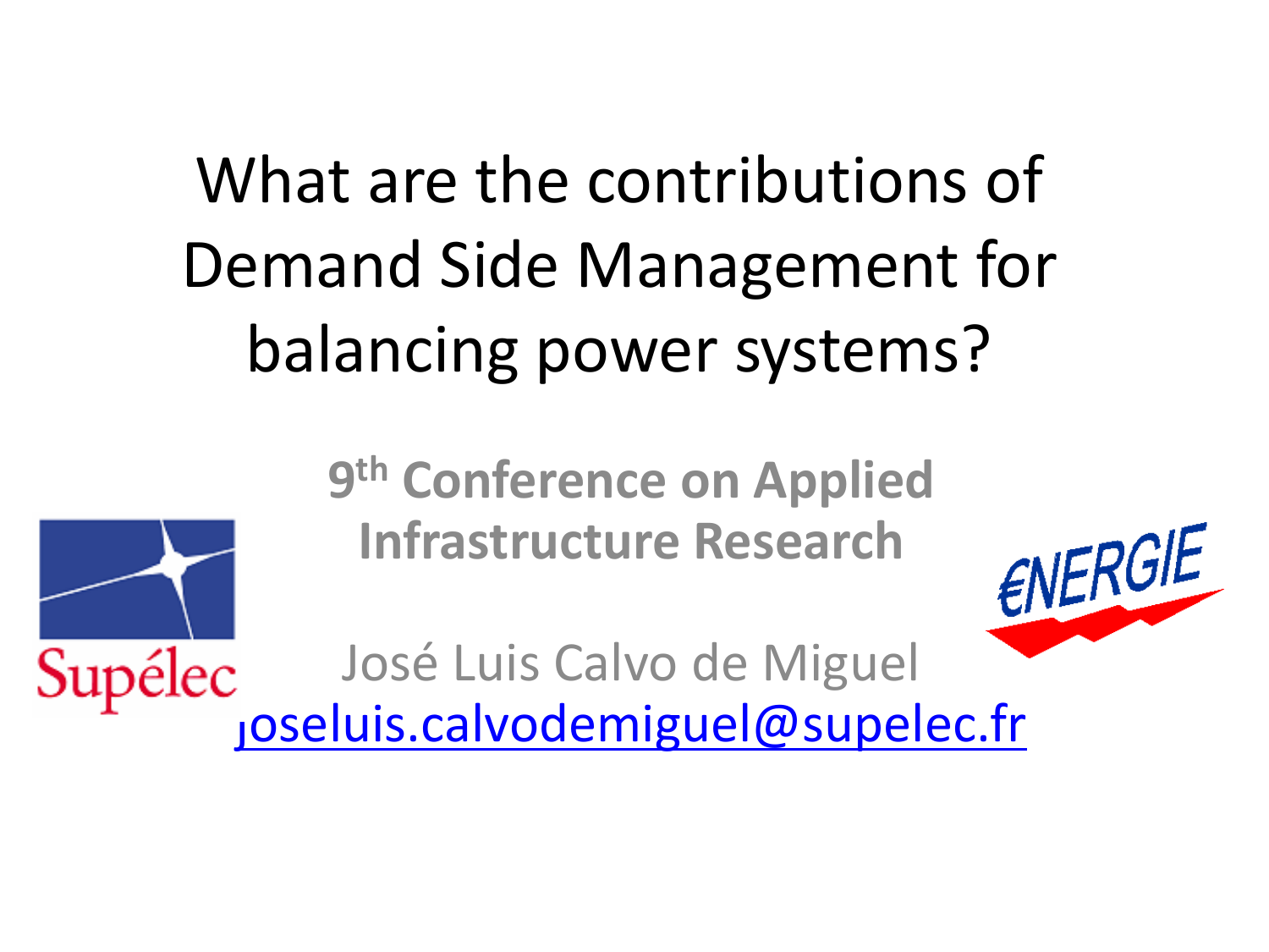# What are the contributions of Demand Side Management for balancing power systems?

**9th Conference on Applied Infrastructure Research**

Supélec

ENERGIE

José Luis Calvo de Miguel

joseluis.calvodemiguel@supelec.fr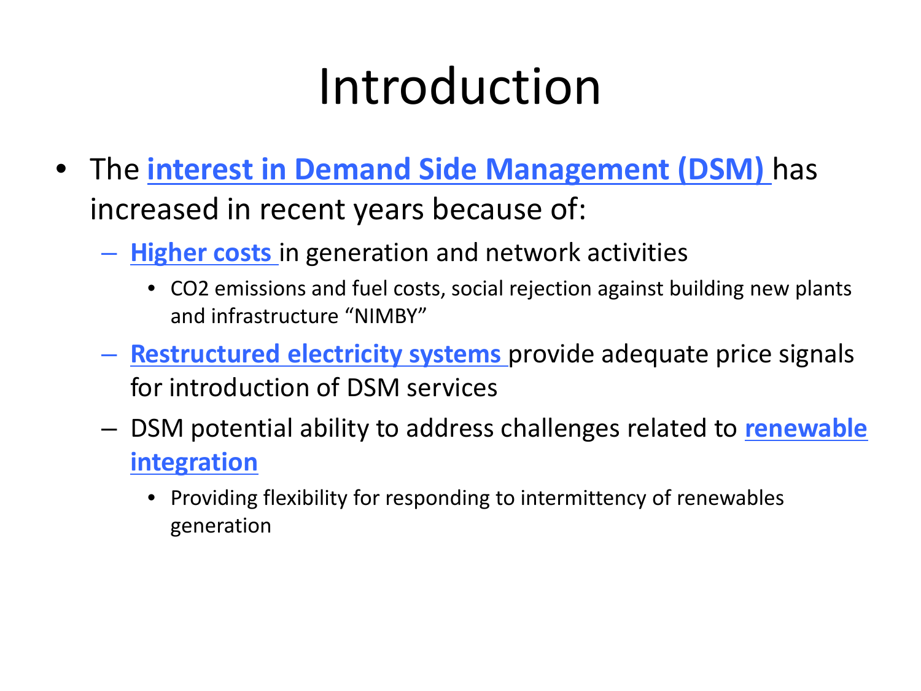# Introduction

- The **interest in Demand Side Management (DSM)** has increased in recent years because of:
  - **Higher costs** in generation and network activities
    - $CO_2$ emissions and fuel costs, social rejection against building new plants and infrastructure “NIMBY”
  - **Restructured electricity systems** provide adequate price signals for introduction of DSM services
  - DSM potential ability to address challenges related to **renewable integration**
    - Providing flexibility for responding to intermittency of renewables generation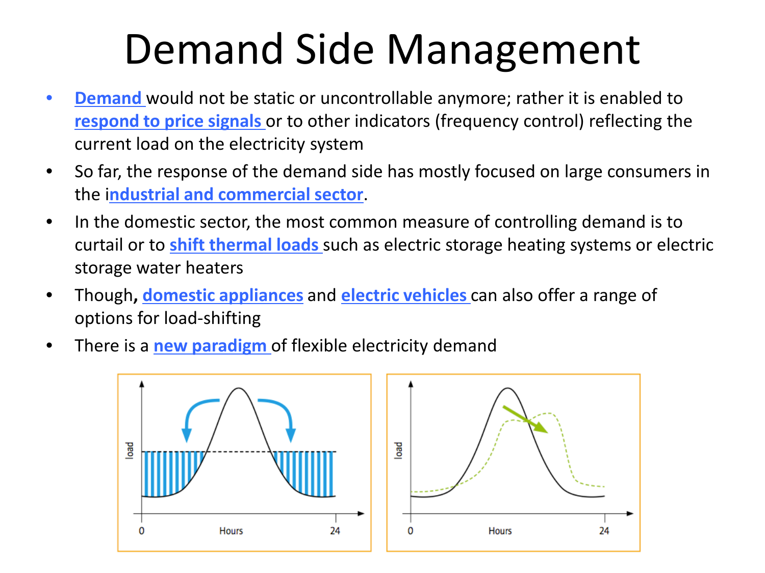# Demand Side Management

- **Demand** would not be static or uncontrollable anymore; rather it is enabled to **respond to price signals** or to other indicators (frequency control) reflecting the current load on the electricity system
- So far, the response of the demand side has mostly focused on large consumers in the **industrial and commercial sector**.
- In the domestic sector, the most common measure of controlling demand is to curtail or to **shift thermal loads** such as electric storage heating systems or electric storage water heaters
- Though, **domestic appliances** and **electric vehicles** can also offer a range of options for load-shifting
- There is a **new paradigm** of flexible electricity demand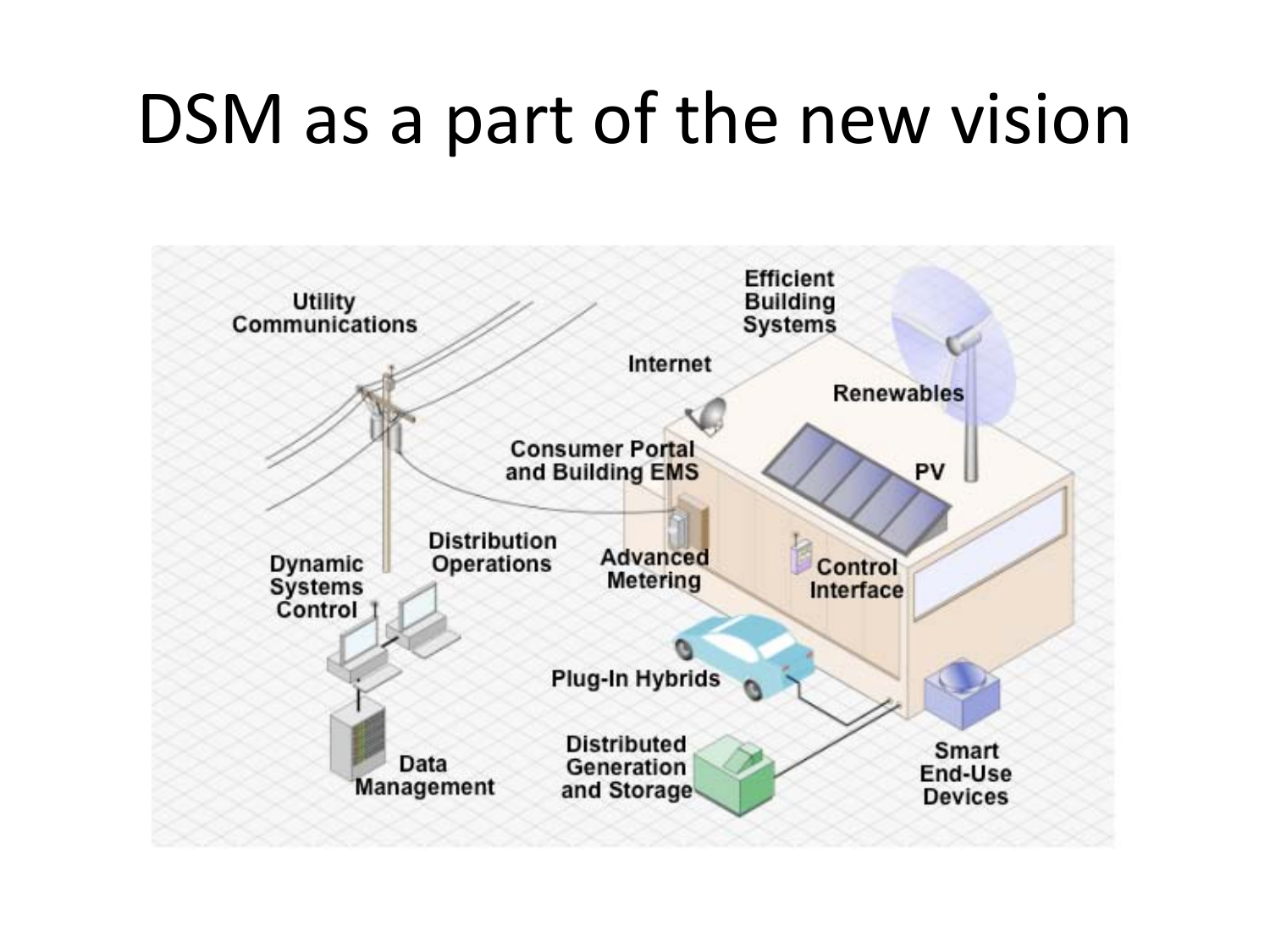# DSM as a part of the new vision

Utility Communications

Efficient Building Systems

Internet

Renewables

Consumer Portal and Building EMS

PV

Distribution Operations

Dynamic Systems Control

Advanced Metering

Control Interface

Plug-In Hybrids

Data Management

Distributed Generation and Storage

Smart End-Use Devices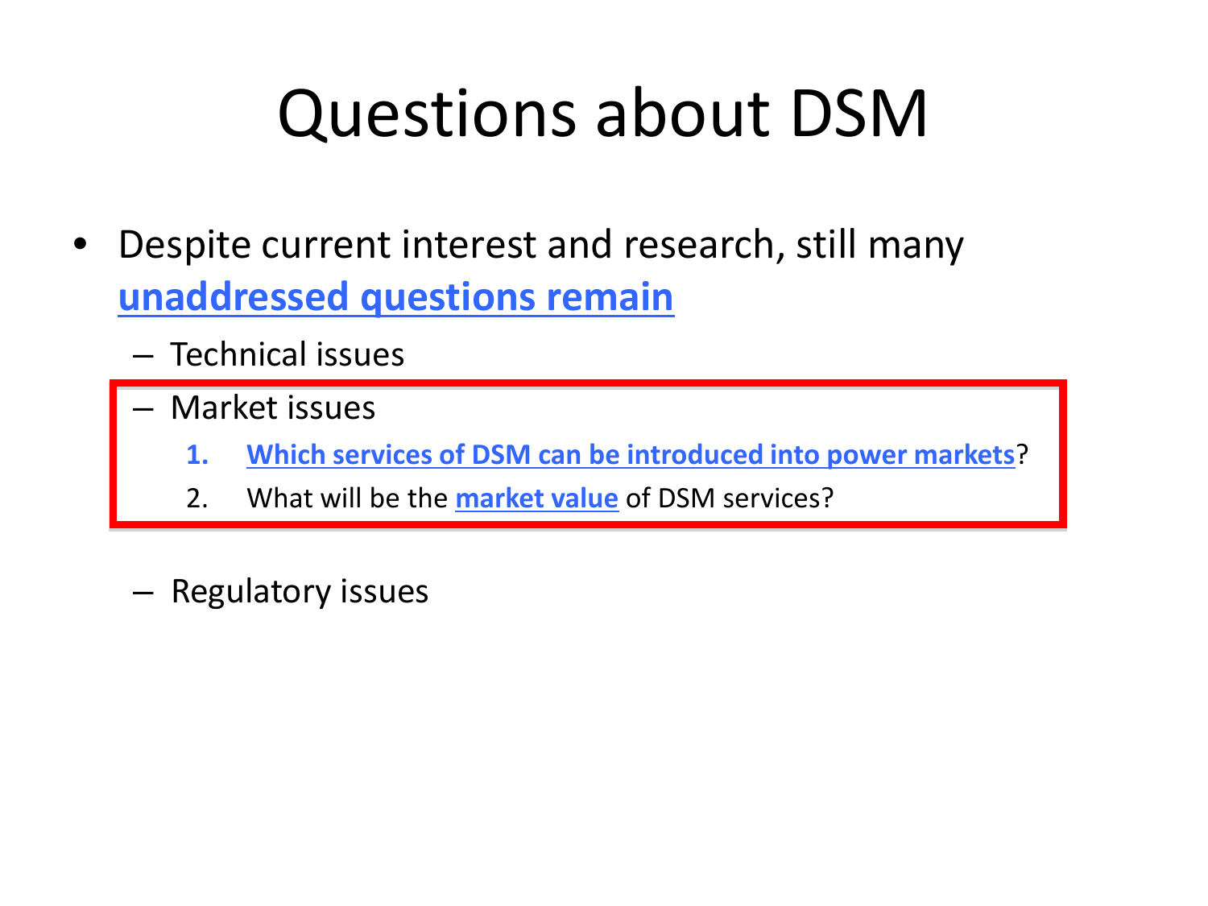# Questions about DSM

- Despite current interest and research, still many **unaddressed questions remain**
  - Technical issues
  - Market issues
    1. **Which services of DSM can be introduced into power markets**?
    2. What will be the **market value** of DSM services?
  - Regulatory issues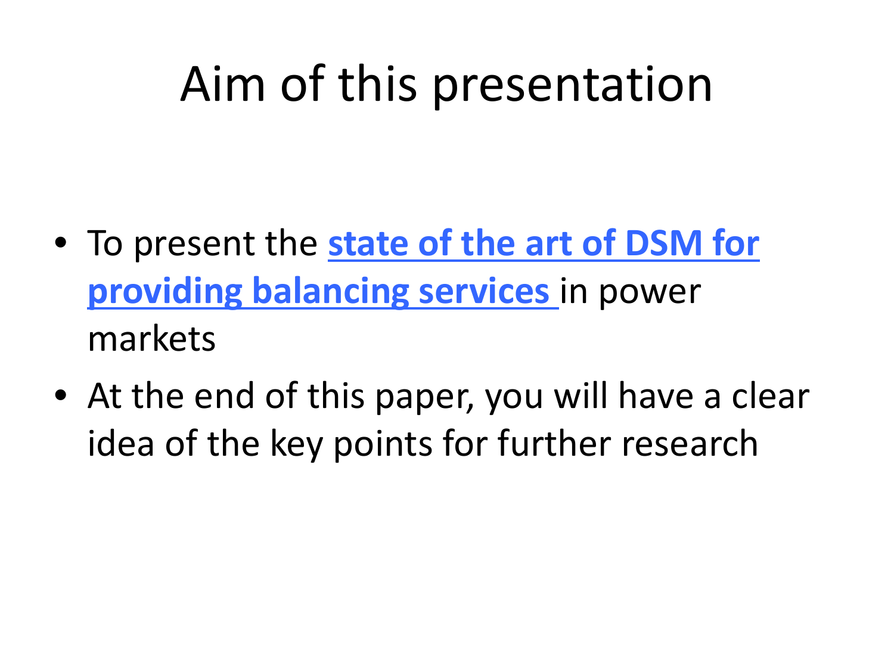# Aim of this presentation

- To present the **state of the art of DSM for providing balancing services** in power markets
- At the end of this paper, you will have a clear idea of the key points for further research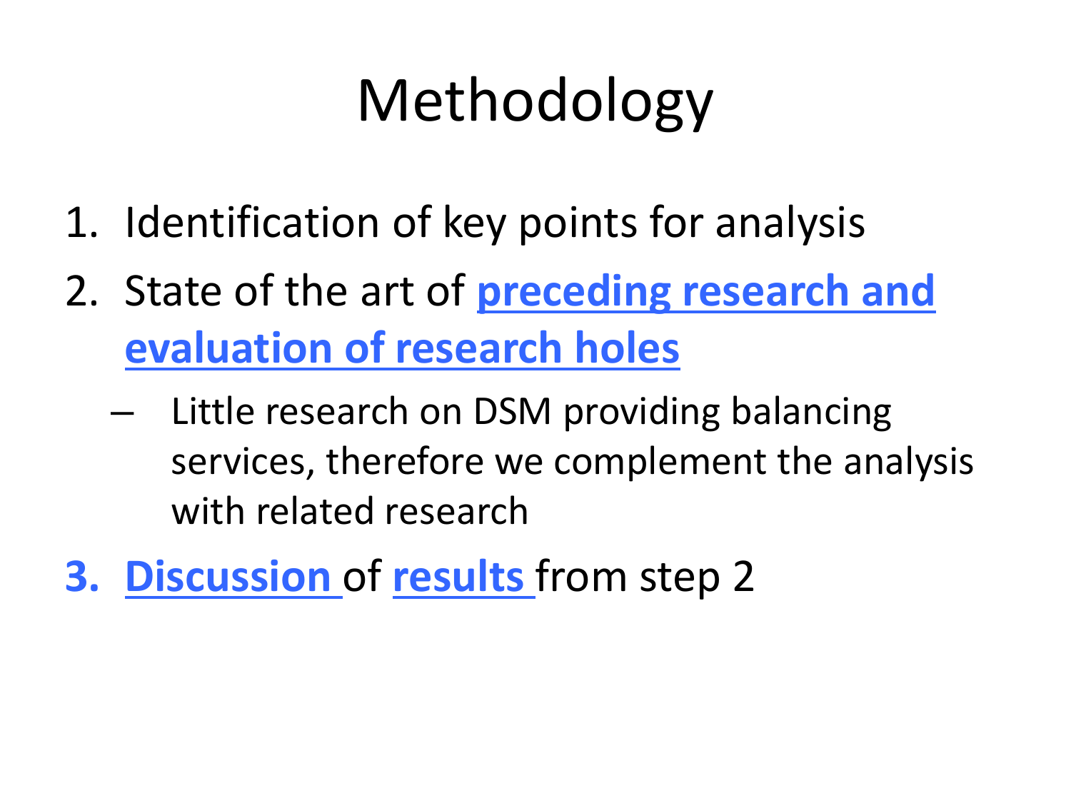# Methodology

1. Identification of key points for analysis
2. State of the art of **preceding research and evaluation of research holes**
   - Little research on DSM providing balancing services, therefore we complement the analysis with related research
3. **Discussion** of **results** from step 2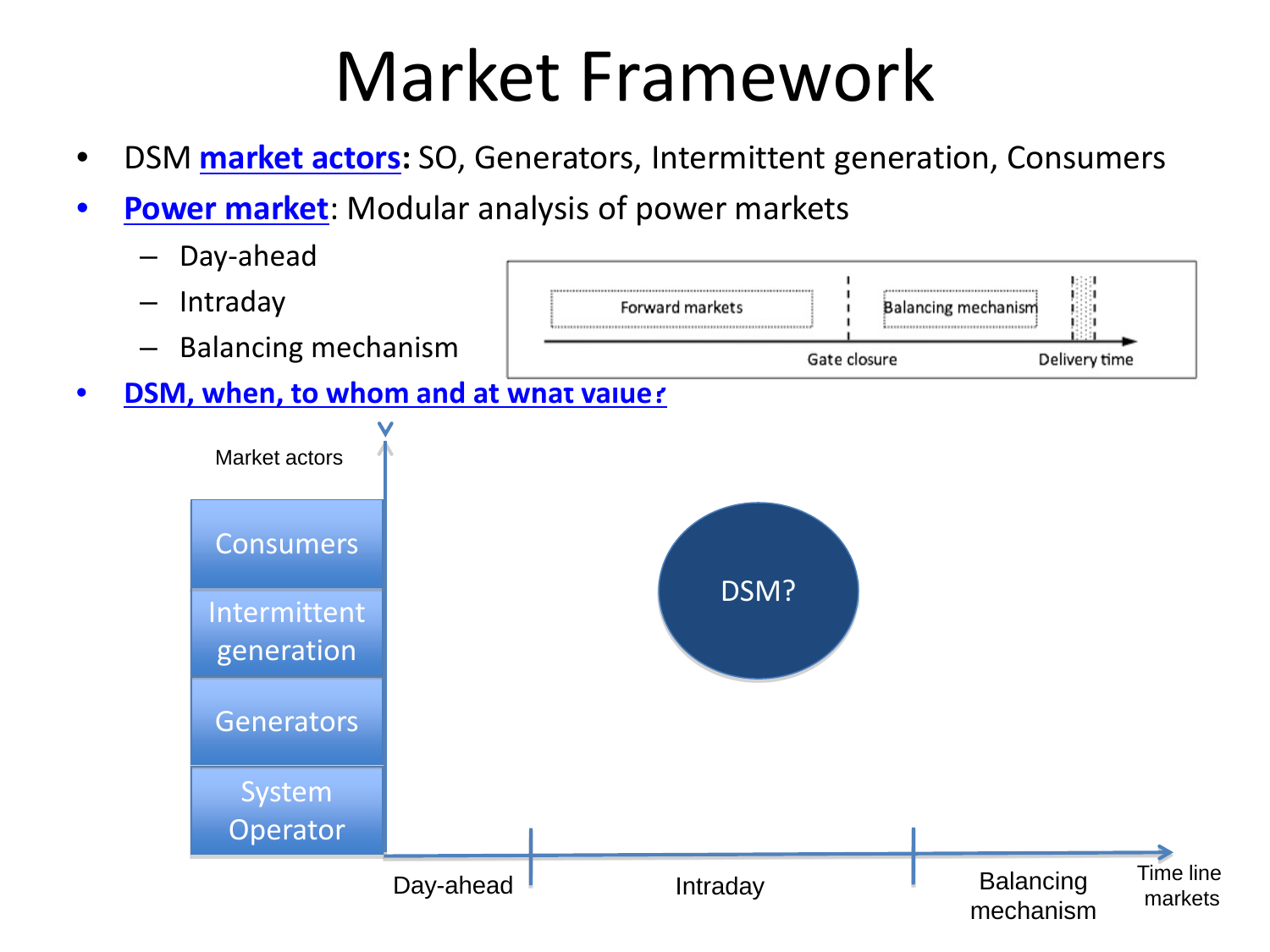# Market Framework

- DSM **market actors**: SO, Generators, Intermittent generation, Consumers
- **Power market**: Modular analysis of power markets
  - Day-ahead
  - Intraday
  - Balancing mechanism
- **DSM, when, to whom and at what value?**

Forward markets | Gate closure | Balancing mechanism | Delivery time

Market actors: Consumers, Intermittent generation, Generators, System Operator

DSM?

Day-ahead | Intraday | Balancing mechanism | Time line markets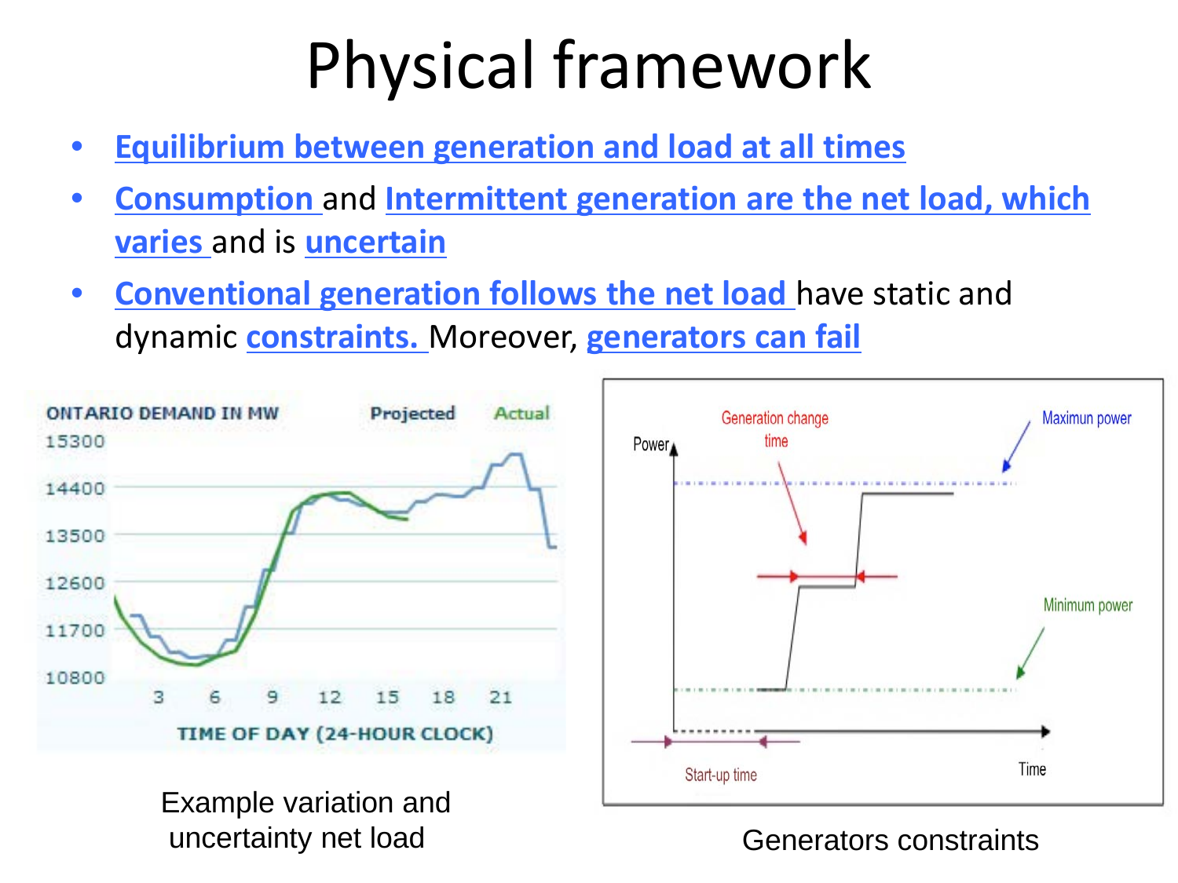# Physical framework

- Equilibrium between generation and load at all times
- Consumption and Intermittent generation are the net load, which varies and is uncertain
- Conventional generation follows the net load have static and dynamic constraints. Moreover, generators can fail

Example variation and uncertainty net load

Generators constraints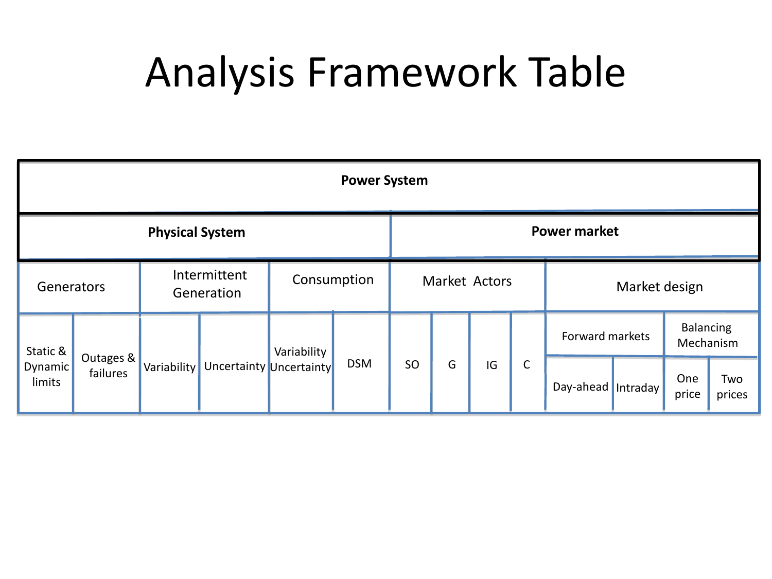# Analysis Framework Table

| **Power System** | | | | | | | | | | | | | | |
|---|---|---|---|---|---|---|---|---|---|---|---|---|---|---|
| **Physical System** | | | | | | **Power market** | | | | | | | | |
| Generators | | Intermittent Generation | | Consumption | | Market Actors | | | | Market design | | | | |
| Static & Dynamic limits | Outages & failures | Variability | Uncertainty | Variability Uncertainty | DSM | SO | G | IG | C | Forward markets | | Balancing Mechanism | | |
| | | | | | | | | | | Day-ahead | Intraday | One price | Two prices | |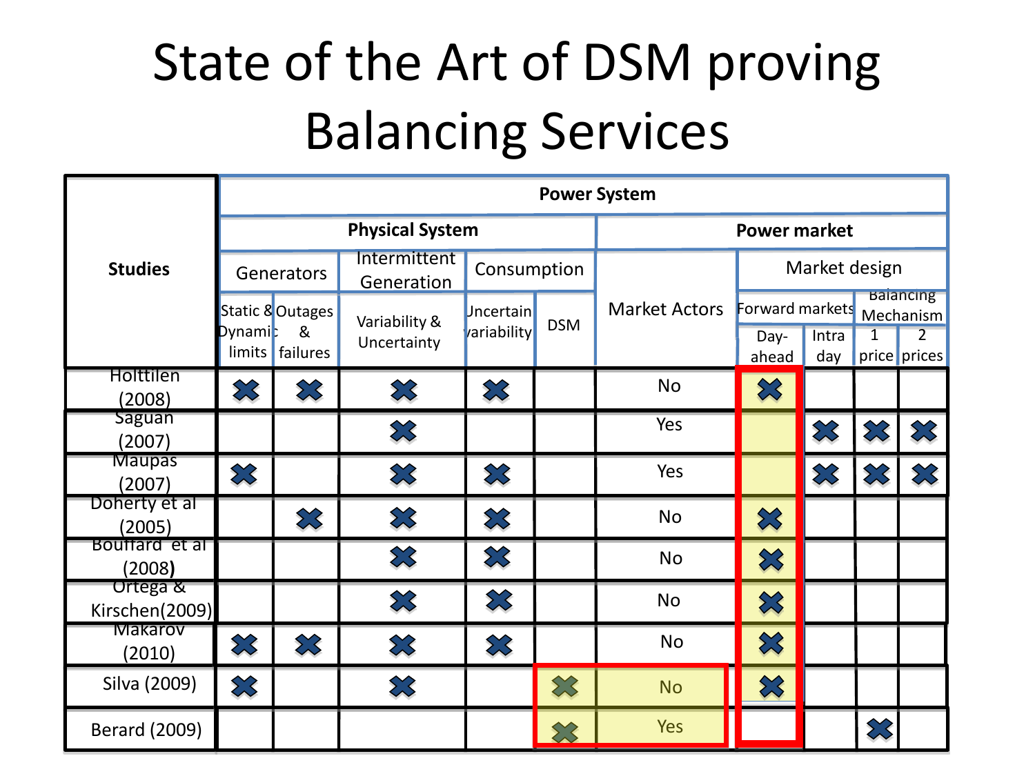# State of the Art of DSM proving Balancing Services

| Studies | Power System | | | | | | | | | |
|---|---|---|---|---|---|---|---|---|---|---|
| | Physical System | | | | | Power market | | | | |
| | Generators | | Intermittent Generation | Consumption | | Market Actors | Market design | | | |
| | | | | | | | Forward markets | | Balancing Mechanism | |
| | Static & Dynamic limits | Outages & failures | Variability & Uncertainty | Uncertain variability | DSM | | Day-ahead | Intra day | 1 price | 2 prices |
| Holttilen (2008) | ✖ | ✖ | ✖ | ✖ | | No | ✖ | | | |
| Saguan (2007) | | | ✖ | | | Yes | | ✖ | ✖ | ✖ |
| Maupas (2007) | ✖ | | ✖ | ✖ | | Yes | | ✖ | ✖ | ✖ |
| Doherty et al (2005) | | ✖ | ✖ | ✖ | | No | ✖ | | | |
| Bouffard et al (2008) | | | ✖ | ✖ | | No | ✖ | | | |
| Ortega & Kirschen(2009) | | | ✖ | ✖ | | No | ✖ | | | |
| Makarov (2010) | ✖ | ✖ | ✖ | ✖ | | No | ✖ | | | |
| Silva (2009) | ✖ | | ✖ | | ✖ | No | ✖ | | | |
| Berard (2009) | | | | | ✖ | Yes | | | ✖ | |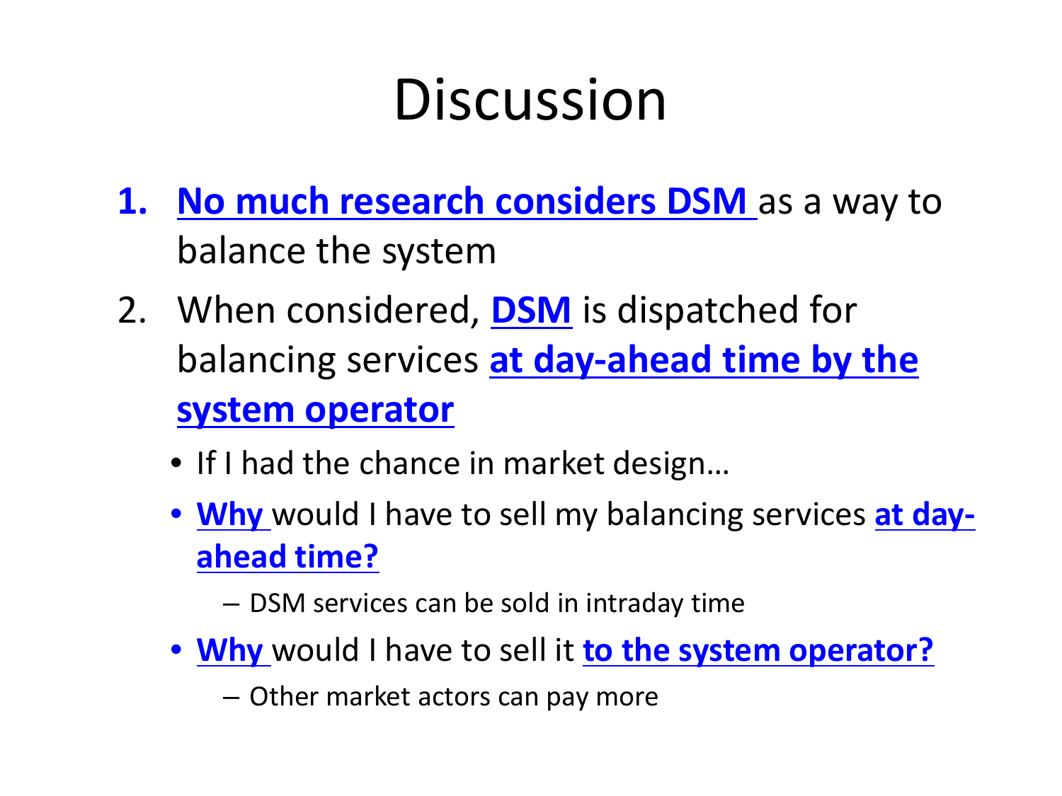# Discussion

1. **No much research considers DSM** as a way to balance the system
2. When considered, **DSM** is dispatched for balancing services **at day-ahead time by the system operator**
   - If I had the chance in market design…
   - **Why** would I have to sell my balancing services **at day-ahead time?**
     - DSM services can be sold in intraday time
   - **Why** would I have to sell it **to the system operator?**
     - Other market actors can pay more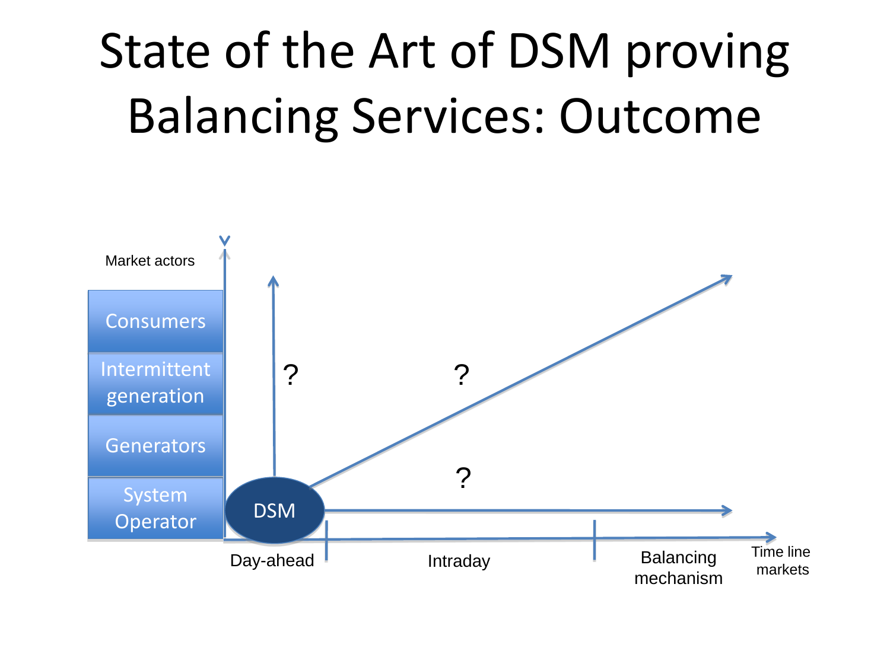# State of the Art of DSM proving Balancing Services: Outcome

Market actors

- Consumers
- Intermittent generation
- Generators
- System Operator

DSM

?

?

?

Day-ahead

Intraday

Balancing mechanism

Time line markets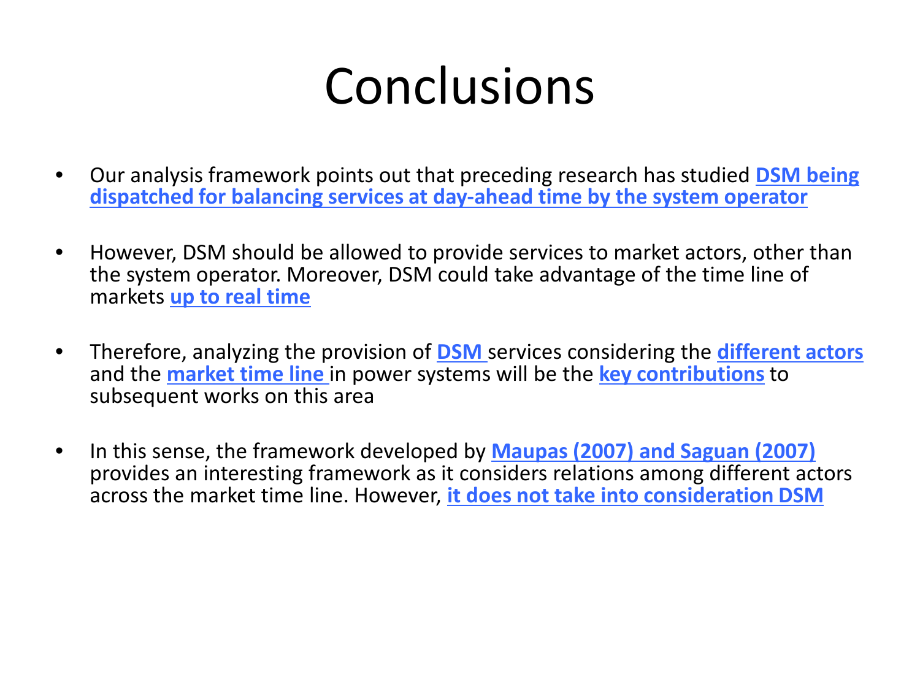# Conclusions

- Our analysis framework points out that preceding research has studied **DSM being dispatched for balancing services at day-ahead time by the system operator**
- However, DSM should be allowed to provide services to market actors, other than the system operator. Moreover, DSM could take advantage of the time line of markets **up to real time**
- Therefore, analyzing the provision of **DSM** services considering the **different actors** and the **market time line** in power systems will be the **key contributions** to subsequent works on this area
- In this sense, the framework developed by **Maupas (2007) and Saguan (2007)** provides an interesting framework as it considers relations among different actors across the market time line. However, **it does not take into consideration DSM**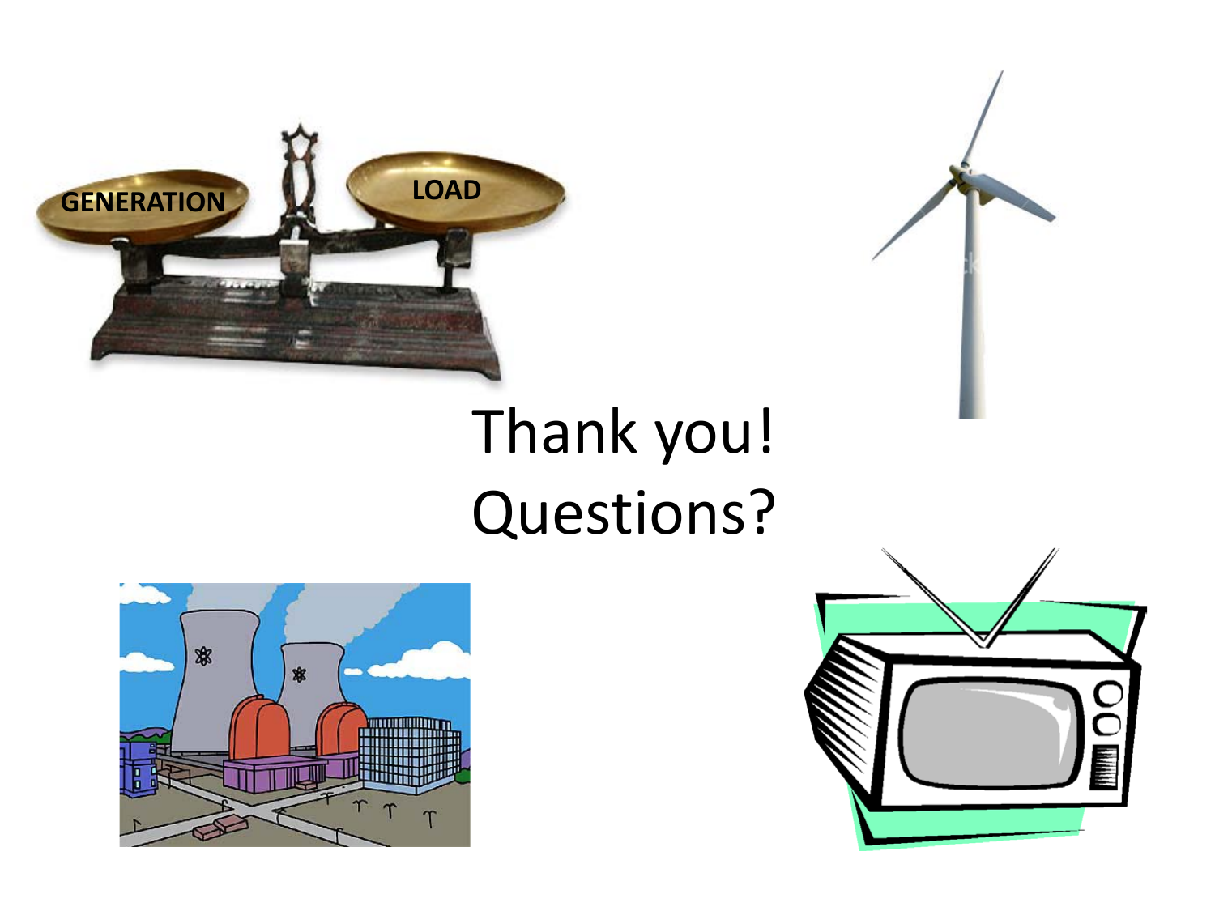Thank you!
Questions?